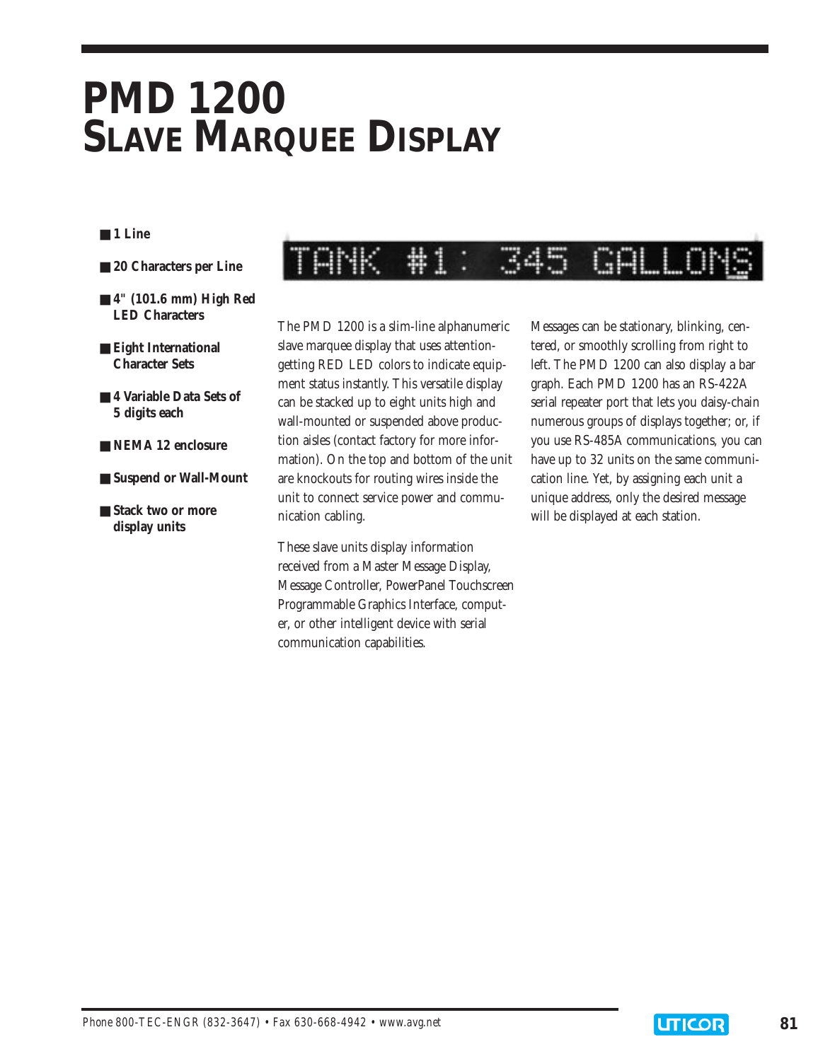# PMD 1200
## SLAVE MARQUEE DISPLAY

- 1 Line
- 20 Characters per Line
- 4" (101.6 mm) High Red LED Characters
- Eight International Character Sets
- 4 Variable Data Sets of 5 digits each
- NEMA 12 enclosure
- Suspend or Wall-Mount
- Stack two or more display units

TANK #1: 345 GALLONS

The PMD 1200 is a slim-line alphanumeric slave marquee display that uses attention-getting RED LED colors to indicate equipment status instantly. This versatile display can be stacked up to eight units high and wall-mounted or suspended above production aisles (contact factory for more information). On the top and bottom of the unit are knockouts for routing wires inside the unit to connect service power and communication cabling.

These slave units display information received from a Master Message Display, Message Controller, PowerPanel Touchscreen Programmable Graphics Interface, computer, or other intelligent device with serial communication capabilities.

Messages can be stationary, blinking, centered, or smoothly scrolling from right to left. The PMD 1200 can also display a bar graph. Each PMD 1200 has an RS-422A serial repeater port that lets you daisy-chain numerous groups of displays together; or, if you use RS-485A communications, you can have up to 32 units on the same communication line. Yet, by assigning each unit a unique address, only the desired message will be displayed at each station.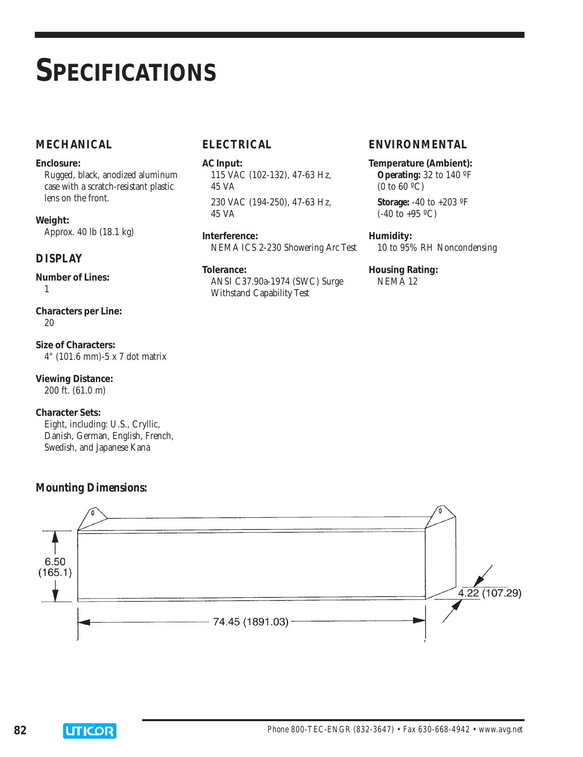# SPECIFICATIONS

## MECHANICAL

**Enclosure:**
Rugged, black, anodized aluminum case with a scratch-resistant plastic lens on the front.

**Weight:**
Approx. 40 lb (18.1 kg)

## DISPLAY

**Number of Lines:**
1

**Characters per Line:**
20

**Size of Characters:**
4" (101.6 mm)-5 x 7 dot matrix

**Viewing Distance:**
200 ft. (61.0 m)

**Character Sets:**
Eight, including: U.S., Cryllic, Danish, German, English, French, Swedish, and Japanese Kana

## ELECTRICAL

**AC Input:**
115 VAC (102-132), 47-63 Hz, 45 VA

230 VAC (194-250), 47-63 Hz, 45 VA

**Interference:**
NEMA ICS 2-230 Showering Arc Test

**Tolerance:**
ANSI C37.90a-1974 (SWC) Surge Withstand Capability Test

## ENVIRONMENTAL

**Temperature (Ambient):**
**Operating:** 32 to 140 ºF (0 to 60 ºC)

**Storage:** -40 to +203 ºF (-40 to +95 ºC)

**Humidity:**
10 to 95% RH Noncondensing

**Housing Rating:**
NEMA 12

## Mounting Dimensions:

6.50 (165.1)

74.45 (1891.03)

4.22 (107.29)